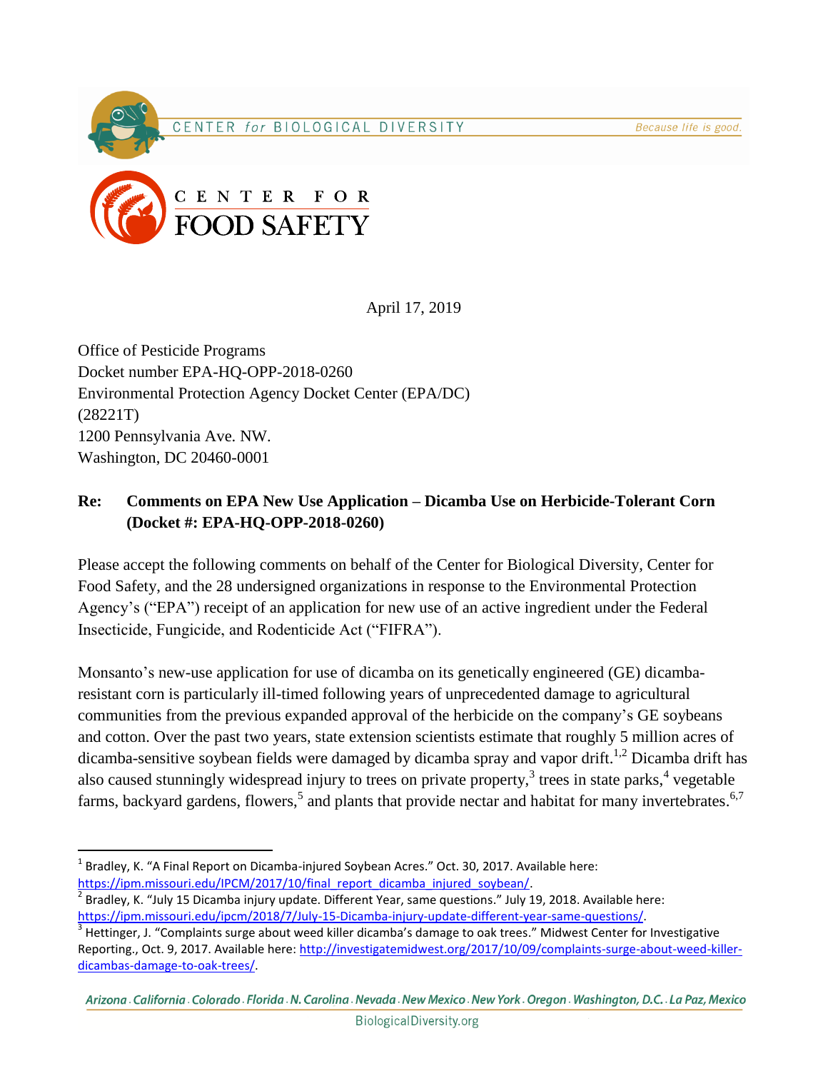CENTER *for* BIOLOGICAL DIVERSITY — *Because life is good.*

CENTER FOR FOOD SAFETY

April 17, 2019

Office of Pesticide Programs
Docket number EPA-HQ-OPP-2018-0260
Environmental Protection Agency Docket Center (EPA/DC)
(28221T)
1200 Pennsylvania Ave. NW.
Washington, DC 20460-0001

**Re: Comments on EPA New Use Application – Dicamba Use on Herbicide-Tolerant Corn (Docket #: EPA-HQ-OPP-2018-0260)**

Please accept the following comments on behalf of the Center for Biological Diversity, Center for Food Safety, and the 28 undersigned organizations in response to the Environmental Protection Agency's ("EPA") receipt of an application for new use of an active ingredient under the Federal Insecticide, Fungicide, and Rodenticide Act ("FIFRA").

Monsanto's new-use application for use of dicamba on its genetically engineered (GE) dicamba-resistant corn is particularly ill-timed following years of unprecedented damage to agricultural communities from the previous expanded approval of the herbicide on the company's GE soybeans and cotton. Over the past two years, state extension scientists estimate that roughly 5 million acres of dicamba-sensitive soybean fields were damaged by dicamba spray and vapor drift.[1,2] Dicamba drift has also caused stunningly widespread injury to trees on private property,[3] trees in state parks,[4] vegetable farms, backyard gardens, flowers,[5] and plants that provide nectar and habitat for many invertebrates.[6,7]

---

[1] Bradley, K. "A Final Report on Dicamba-injured Soybean Acres." Oct. 30, 2017. Available here: https://ipm.missouri.edu/IPCM/2017/10/final_report_dicamba_injured_soybean/.

[2] Bradley, K. "July 15 Dicamba injury update. Different Year, same questions." July 19, 2018. Available here: https://ipm.missouri.edu/ipcm/2018/7/July-15-Dicamba-injury-update-different-year-same-questions/.

[3] Hettinger, J. "Complaints surge about weed killer dicamba's damage to oak trees." Midwest Center for Investigative Reporting., Oct. 9, 2017. Available here: http://investigatemidwest.org/2017/10/09/complaints-surge-about-weed-killer-dicambas-damage-to-oak-trees/.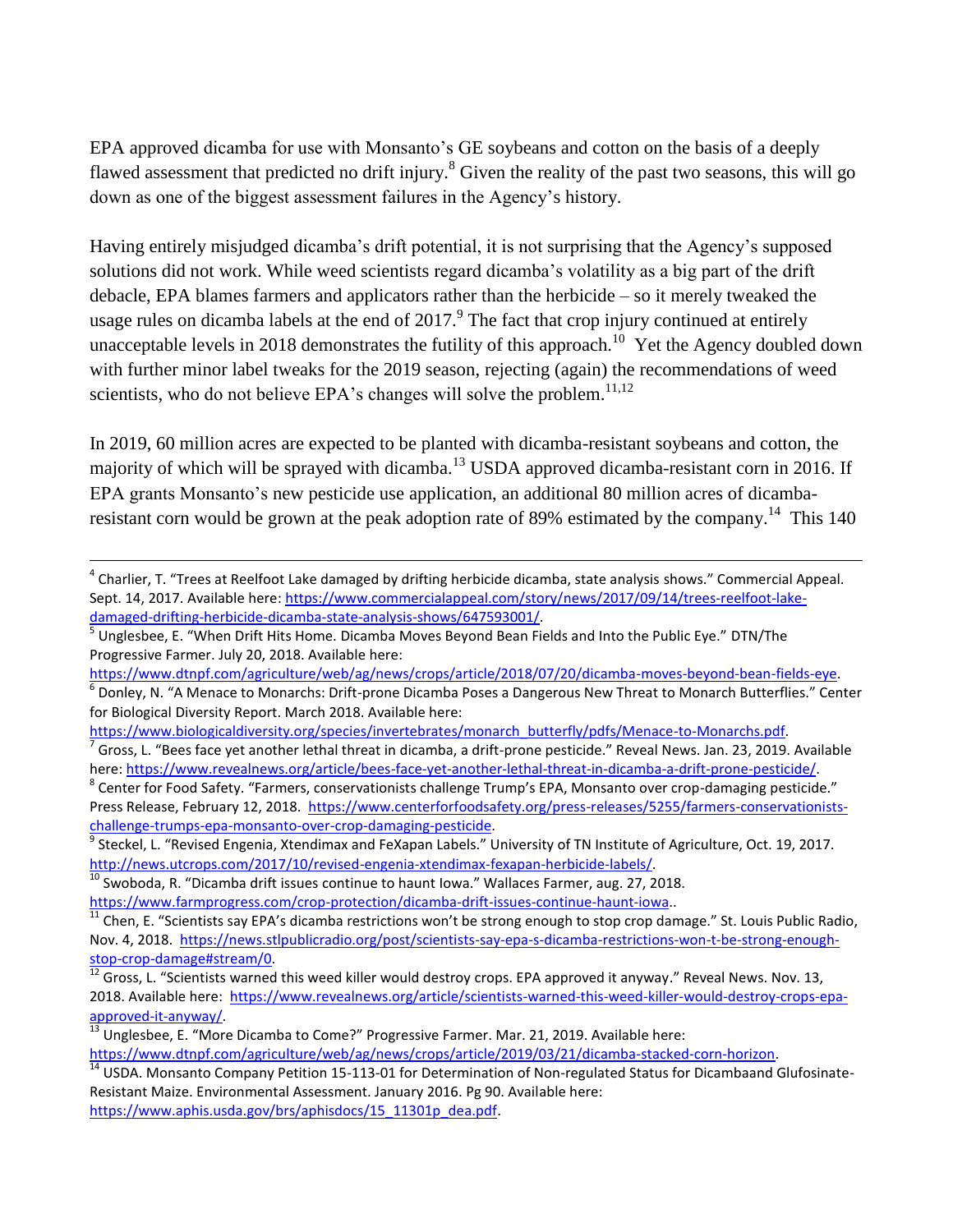EPA approved dicamba for use with Monsanto's GE soybeans and cotton on the basis of a deeply flawed assessment that predicted no drift injury.[8] Given the reality of the past two seasons, this will go down as one of the biggest assessment failures in the Agency's history.

Having entirely misjudged dicamba's drift potential, it is not surprising that the Agency's supposed solutions did not work. While weed scientists regard dicamba's volatility as a big part of the drift debacle, EPA blames farmers and applicators rather than the herbicide – so it merely tweaked the usage rules on dicamba labels at the end of 2017.[9] The fact that crop injury continued at entirely unacceptable levels in 2018 demonstrates the futility of this approach.[10] Yet the Agency doubled down with further minor label tweaks for the 2019 season, rejecting (again) the recommendations of weed scientists, who do not believe EPA's changes will solve the problem.[11,12]

In 2019, 60 million acres are expected to be planted with dicamba-resistant soybeans and cotton, the majority of which will be sprayed with dicamba.[13] USDA approved dicamba-resistant corn in 2016. If EPA grants Monsanto's new pesticide use application, an additional 80 million acres of dicamba-resistant corn would be grown at the peak adoption rate of 89% estimated by the company.[14] This 140

---

[4] Charlier, T. "Trees at Reelfoot Lake damaged by drifting herbicide dicamba, state analysis shows." Commercial Appeal. Sept. 14, 2017. Available here: https://www.commercialappeal.com/story/news/2017/09/14/trees-reelfoot-lake-damaged-drifting-herbicide-dicamba-state-analysis-shows/647593001/.

[5] Unglesbee, E. "When Drift Hits Home. Dicamba Moves Beyond Bean Fields and Into the Public Eye." DTN/The Progressive Farmer. July 20, 2018. Available here: https://www.dtnpf.com/agriculture/web/ag/news/crops/article/2018/07/20/dicamba-moves-beyond-bean-fields-eye.

[6] Donley, N. "A Menace to Monarchs: Drift-prone Dicamba Poses a Dangerous New Threat to Monarch Butterflies." Center for Biological Diversity Report. March 2018. Available here: https://www.biologicaldiversity.org/species/invertebrates/monarch_butterfly/pdfs/Menace-to-Monarchs.pdf.

[7] Gross, L. "Bees face yet another lethal threat in dicamba, a drift-prone pesticide." Reveal News. Jan. 23, 2019. Available here: https://www.revealnews.org/article/bees-face-yet-another-lethal-threat-in-dicamba-a-drift-prone-pesticide/.

[8] Center for Food Safety. "Farmers, conservationists challenge Trump's EPA, Monsanto over crop-damaging pesticide." Press Release, February 12, 2018. https://www.centerforfoodsafety.org/press-releases/5255/farmers-conservationists-challenge-trumps-epa-monsanto-over-crop-damaging-pesticide.

[9] Steckel, L. "Revised Engenia, Xtendimax and FeXapan Labels." University of TN Institute of Agriculture, Oct. 19, 2017. http://news.utcrops.com/2017/10/revised-engenia-xtendimax-fexapan-herbicide-labels/.

[10] Swoboda, R. "Dicamba drift issues continue to haunt Iowa." Wallaces Farmer, aug. 27, 2018. https://www.farmprogress.com/crop-protection/dicamba-drift-issues-continue-haunt-iowa..

[11] Chen, E. "Scientists say EPA's dicamba restrictions won't be strong enough to stop crop damage." St. Louis Public Radio, Nov. 4, 2018. https://news.stlpublicradio.org/post/scientists-say-epa-s-dicamba-restrictions-won-t-be-strong-enough-stop-crop-damage#stream/0.

[12] Gross, L. "Scientists warned this weed killer would destroy crops. EPA approved it anyway." Reveal News. Nov. 13, 2018. Available here: https://www.revealnews.org/article/scientists-warned-this-weed-killer-would-destroy-crops-epa-approved-it-anyway/.

[13] Unglesbee, E. "More Dicamba to Come?" Progressive Farmer. Mar. 21, 2019. Available here: https://www.dtnpf.com/agriculture/web/ag/news/crops/article/2019/03/21/dicamba-stacked-corn-horizon.

[14] USDA. Monsanto Company Petition 15-113-01 for Determination of Non-regulated Status for Dicambaand Glufosinate-Resistant Maize. Environmental Assessment. January 2016. Pg 90. Available here: https://www.aphis.usda.gov/brs/aphisdocs/15_11301p_dea.pdf.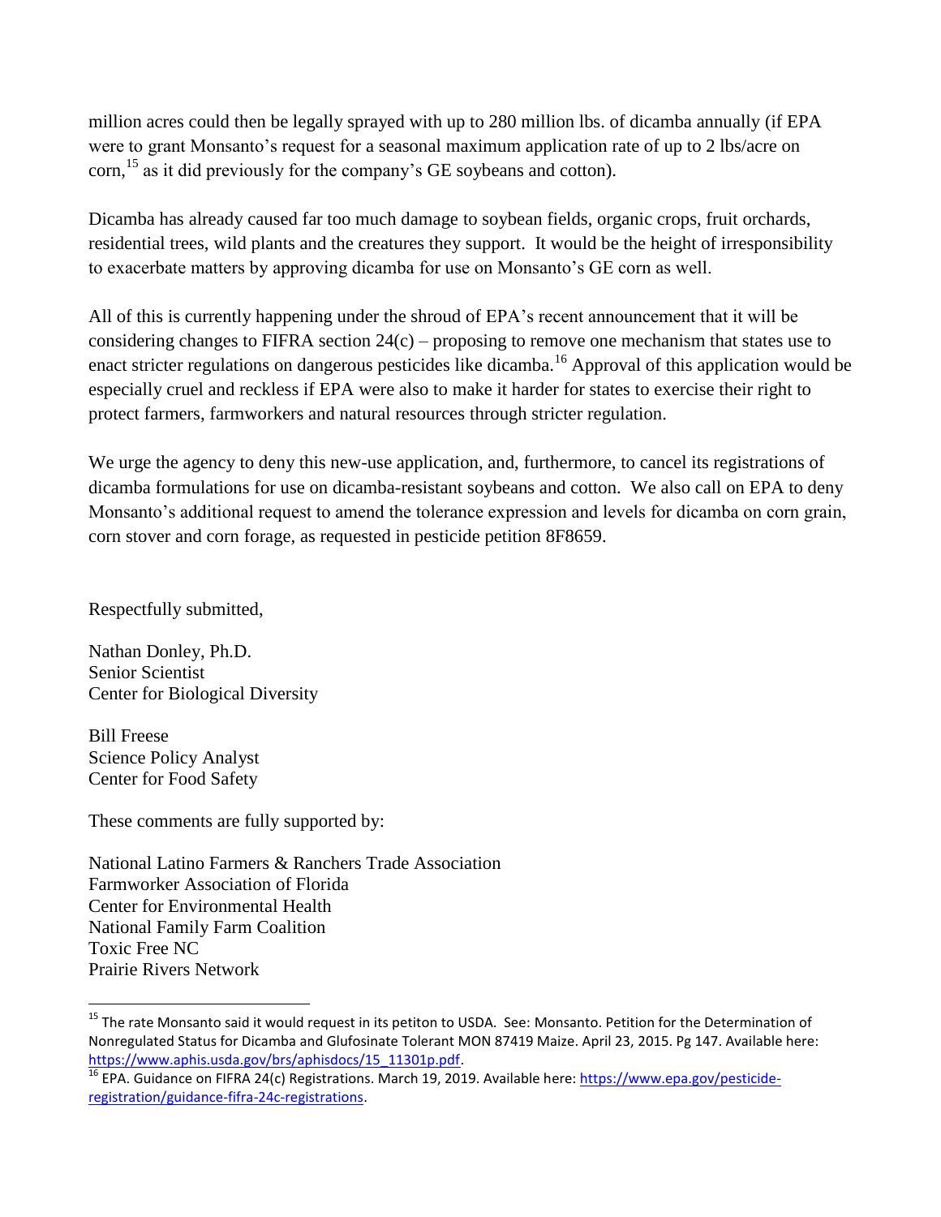million acres could then be legally sprayed with up to 280 million lbs. of dicamba annually (if EPA were to grant Monsanto's request for a seasonal maximum application rate of up to 2 lbs/acre on corn,[15] as it did previously for the company's GE soybeans and cotton).

Dicamba has already caused far too much damage to soybean fields, organic crops, fruit orchards, residential trees, wild plants and the creatures they support. It would be the height of irresponsibility to exacerbate matters by approving dicamba for use on Monsanto's GE corn as well.

All of this is currently happening under the shroud of EPA's recent announcement that it will be considering changes to FIFRA section 24(c) – proposing to remove one mechanism that states use to enact stricter regulations on dangerous pesticides like dicamba.[16] Approval of this application would be especially cruel and reckless if EPA were also to make it harder for states to exercise their right to protect farmers, farmworkers and natural resources through stricter regulation.

We urge the agency to deny this new-use application, and, furthermore, to cancel its registrations of dicamba formulations for use on dicamba-resistant soybeans and cotton. We also call on EPA to deny Monsanto's additional request to amend the tolerance expression and levels for dicamba on corn grain, corn stover and corn forage, as requested in pesticide petition 8F8659.

Respectfully submitted,

Nathan Donley, Ph.D.
Senior Scientist
Center for Biological Diversity

Bill Freese
Science Policy Analyst
Center for Food Safety

These comments are fully supported by:

National Latino Farmers & Ranchers Trade Association
Farmworker Association of Florida
Center for Environmental Health
National Family Farm Coalition
Toxic Free NC
Prairie Rivers Network

---

[15] The rate Monsanto said it would request in its petiton to USDA. See: Monsanto. Petition for the Determination of Nonregulated Status for Dicamba and Glufosinate Tolerant MON 87419 Maize. April 23, 2015. Pg 147. Available here: https://www.aphis.usda.gov/brs/aphisdocs/15_11301p.pdf.

[16] EPA. Guidance on FIFRA 24(c) Registrations. March 19, 2019. Available here: https://www.epa.gov/pesticide-registration/guidance-fifra-24c-registrations.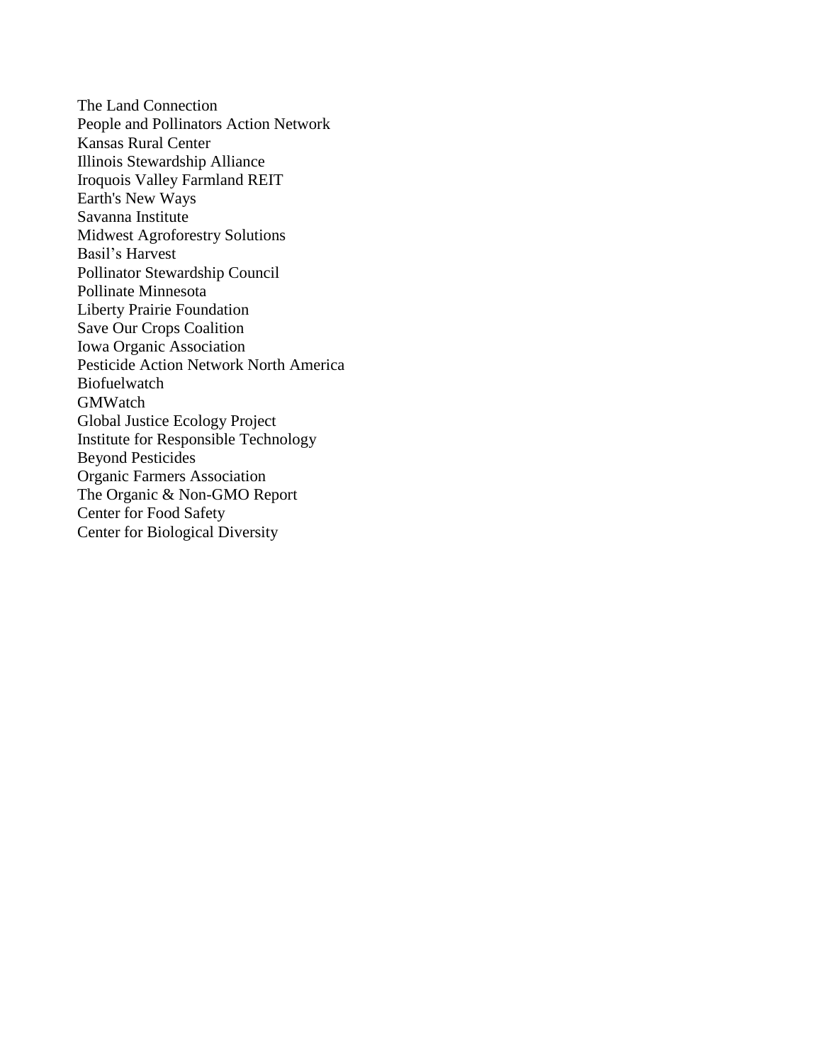The Land Connection
People and Pollinators Action Network
Kansas Rural Center
Illinois Stewardship Alliance
Iroquois Valley Farmland REIT
Earth's New Ways
Savanna Institute
Midwest Agroforestry Solutions
Basil's Harvest
Pollinator Stewardship Council
Pollinate Minnesota
Liberty Prairie Foundation
Save Our Crops Coalition
Iowa Organic Association
Pesticide Action Network North America
Biofuelwatch
GMWatch
Global Justice Ecology Project
Institute for Responsible Technology
Beyond Pesticides
Organic Farmers Association
The Organic & Non-GMO Report
Center for Food Safety
Center for Biological Diversity